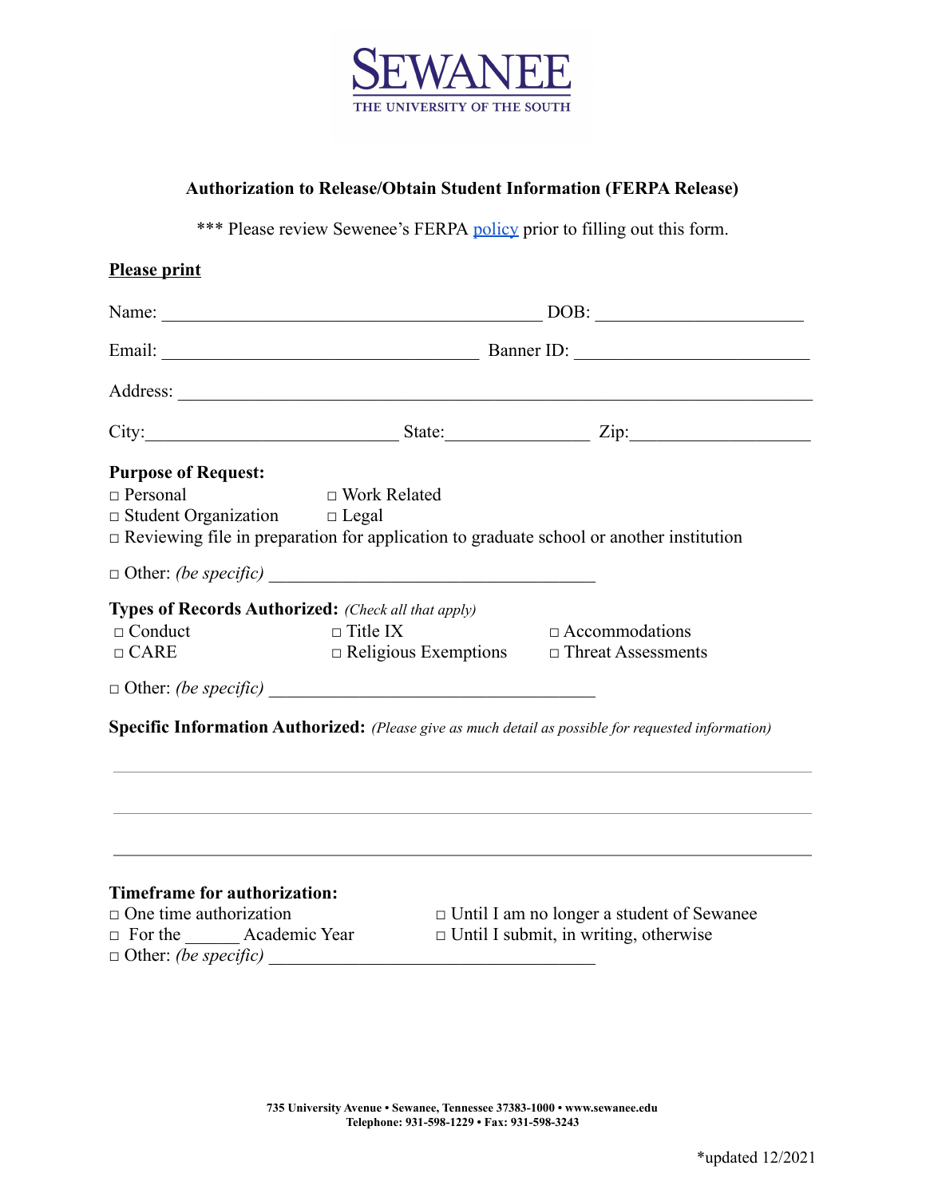SEWANEE
THE UNIVERSITY OF THE SOUTH

## Authorization to Release/Obtain Student Information (FERPA Release)

*** Please review Sewenee's FERPA policy prior to filling out this form.

**Please print**

Name: ______________________________ DOB: ____________________

Email: ____________________________ Banner ID: ____________________

Address: ______________________________________________________

City:______________________ State:______________ Zip:________________

**Purpose of Request:**

□ Personal □ Work Related
□ Student Organization □ Legal
□ Reviewing file in preparation for application to graduate school or another institution

□ Other: *(be specific)* ______________________________

**Types of Records Authorized:** *(Check all that apply)*

□ Conduct □ Title IX □ Accommodations
□ CARE □ Religious Exemptions □ Threat Assessments

□ Other: *(be specific)* ______________________________

**Specific Information Authorized:** *(Please give as much detail as possible for requested information)*

______________________________________________________________

______________________________________________________________

______________________________________________________________

**Timeframe for authorization:**

□ One time authorization □ Until I am no longer a student of Sewanee
□ For the ______ Academic Year □ Until I submit, in writing, otherwise
□ Other: *(be specific)* ______________________________

**735 University Avenue • Sewanee, Tennessee 37383-1000 • www.sewanee.edu**
**Telephone: 931-598-1229 • Fax: 931-598-3243**

*updated 12/2021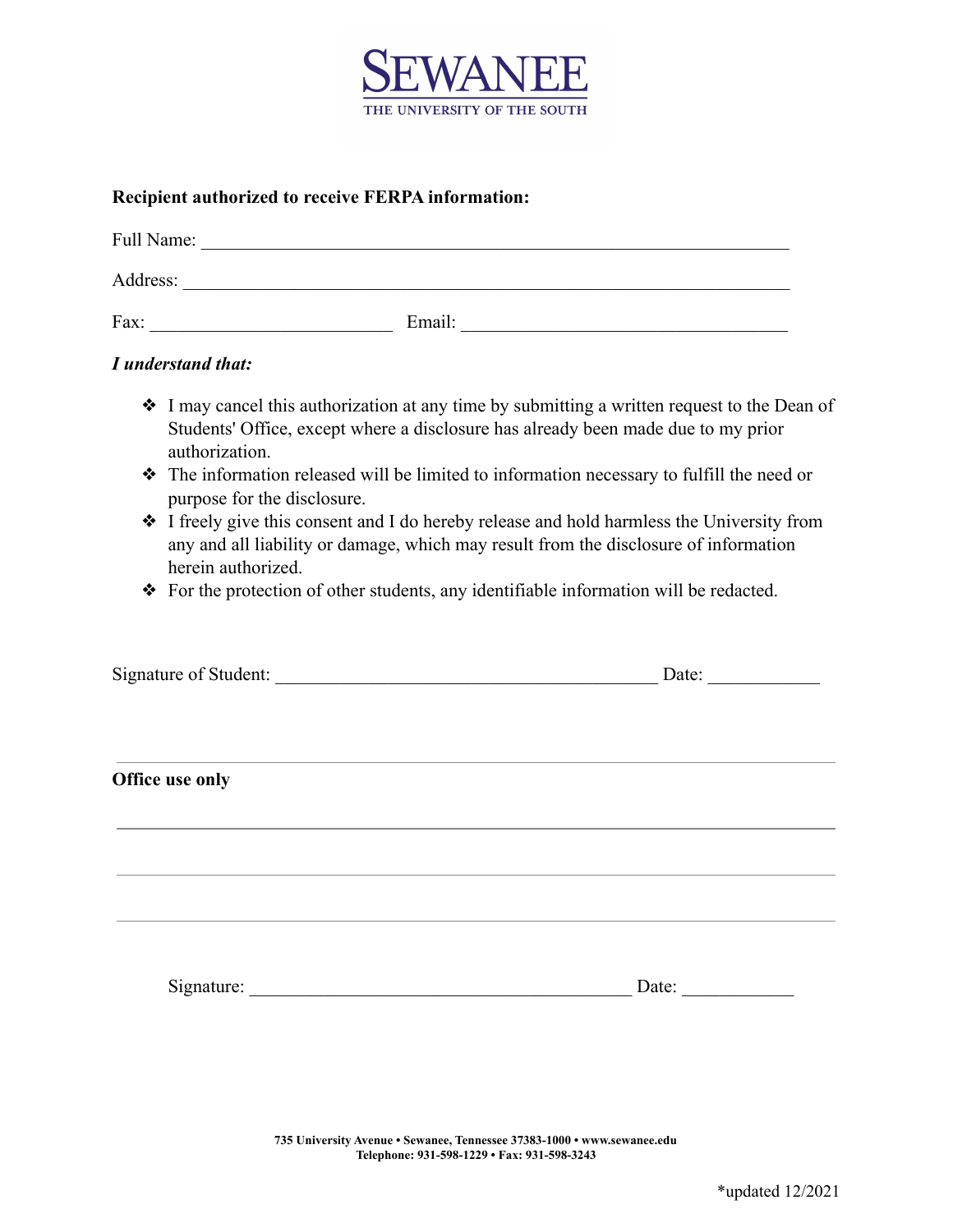**SEWANEE**
THE UNIVERSITY OF THE SOUTH

**Recipient authorized to receive FERPA information:**

Full Name: ___________________________________________________________________

Address: ___________________________________________________________________

Fax: __________________________ Email: ___________________________________

***I understand that:***

- I may cancel this authorization at any time by submitting a written request to the Dean of Students' Office, except where a disclosure has already been made due to my prior authorization.
- The information released will be limited to information necessary to fulfill the need or purpose for the disclosure.
- I freely give this consent and I do hereby release and hold harmless the University from any and all liability or damage, which may result from the disclosure of information herein authorized.
- For the protection of other students, any identifiable information will be redacted.

Signature of Student: __________________________________________ Date: ____________

---

**Office use only**

---

---

---

Signature: __________________________________________ Date: ____________

735 University Avenue • Sewanee, Tennessee 37383-1000 • www.sewanee.edu
Telephone: 931-598-1229 • Fax: 931-598-3243

*updated 12/2021